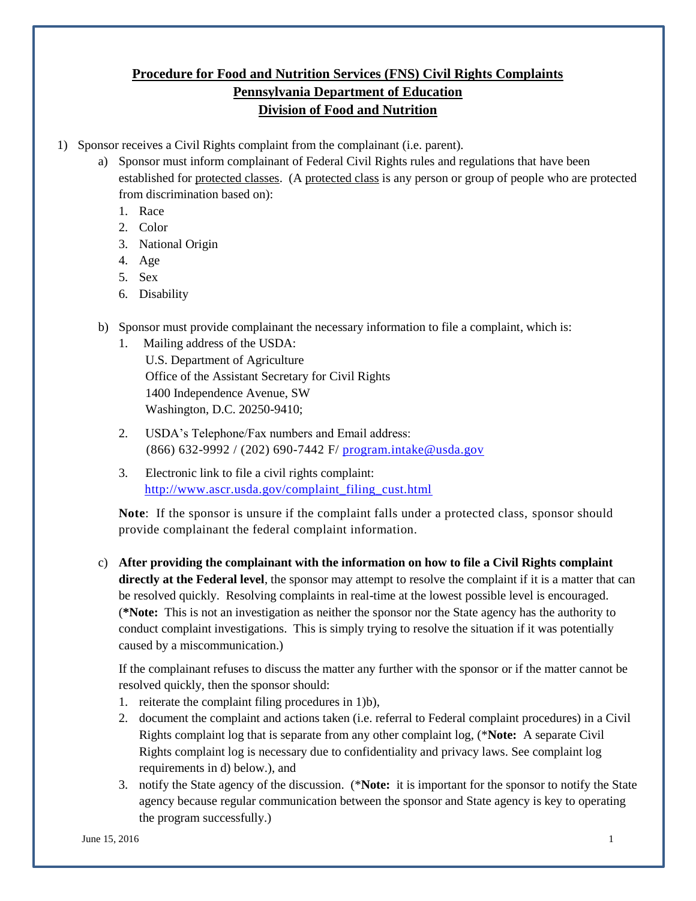# Procedure for Food and Nutrition Services (FNS) Civil Rights Complaints
## Pennsylvania Department of Education
## Division of Food and Nutrition

1) Sponsor receives a Civil Rights complaint from the complainant (i.e. parent).
   a) Sponsor must inform complainant of Federal Civil Rights rules and regulations that have been established for protected classes. (A protected class is any person or group of people who are protected from discrimination based on):
      1. Race
      2. Color
      3. National Origin
      4. Age
      5. Sex
      6. Disability

   b) Sponsor must provide complainant the necessary information to file a complaint, which is:
      1. Mailing address of the USDA:
         U.S. Department of Agriculture
         Office of the Assistant Secretary for Civil Rights
         1400 Independence Avenue, SW
         Washington, D.C. 20250-9410;
      2. USDA's Telephone/Fax numbers and Email address:
         (866) 632-9992 / (202) 690-7442 F/ program.intake@usda.gov
      3. Electronic link to file a civil rights complaint:
         http://www.ascr.usda.gov/complaint_filing_cust.html

      **Note**: If the sponsor is unsure if the complaint falls under a protected class, sponsor should provide complainant the federal complaint information.

   c) **After providing the complainant with the information on how to file a Civil Rights complaint directly at the Federal level**, the sponsor may attempt to resolve the complaint if it is a matter that can be resolved quickly. Resolving complaints in real-time at the lowest possible level is encouraged. (**\*Note:** This is not an investigation as neither the sponsor nor the State agency has the authority to conduct complaint investigations. This is simply trying to resolve the situation if it was potentially caused by a miscommunication.)

      If the complainant refuses to discuss the matter any further with the sponsor or if the matter cannot be resolved quickly, then the sponsor should:
      1. reiterate the complaint filing procedures in 1)b),
      2. document the complaint and actions taken (i.e. referral to Federal complaint procedures) in a Civil Rights complaint log that is separate from any other complaint log, (\***Note:** A separate Civil Rights complaint log is necessary due to confidentiality and privacy laws. See complaint log requirements in d) below.), and
      3. notify the State agency of the discussion. (\***Note:** it is important for the sponsor to notify the State agency because regular communication between the sponsor and State agency is key to operating the program successfully.)

June 15, 2016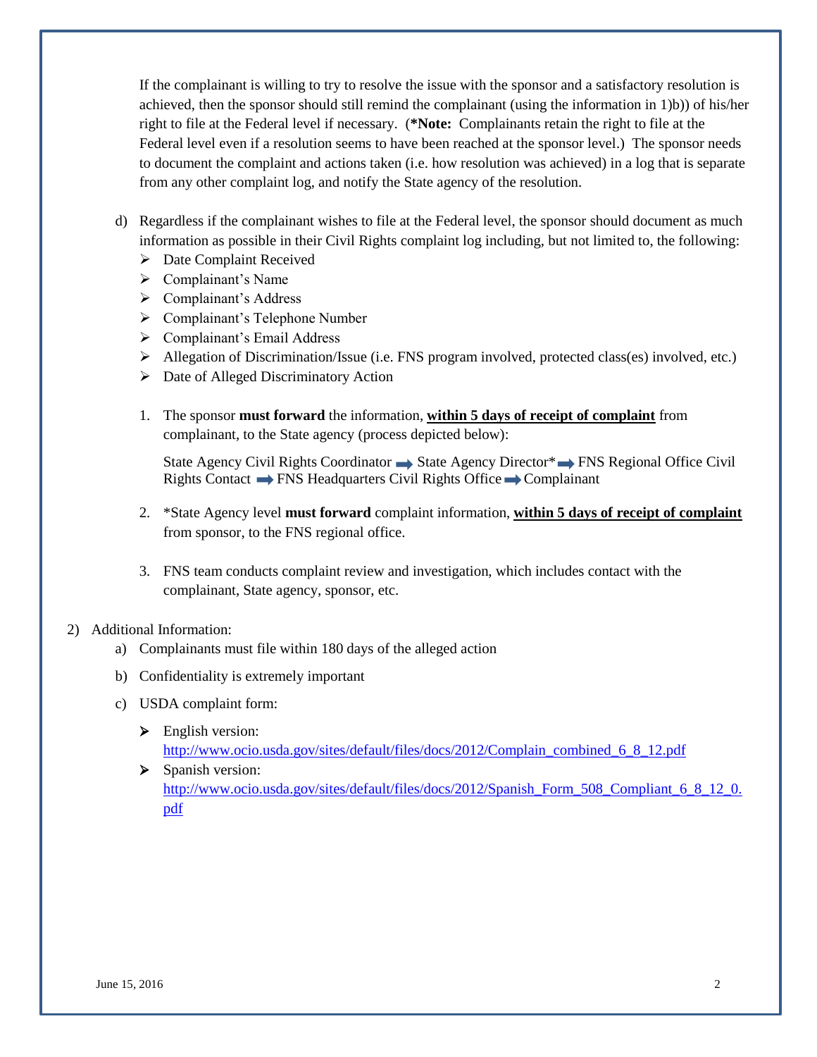If the complainant is willing to try to resolve the issue with the sponsor and a satisfactory resolution is achieved, then the sponsor should still remind the complainant (using the information in 1)b)) of his/her right to file at the Federal level if necessary. (**\*Note:** Complainants retain the right to file at the Federal level even if a resolution seems to have been reached at the sponsor level.) The sponsor needs to document the complaint and actions taken (i.e. how resolution was achieved) in a log that is separate from any other complaint log, and notify the State agency of the resolution.

d) Regardless if the complainant wishes to file at the Federal level, the sponsor should document as much information as possible in their Civil Rights complaint log including, but not limited to, the following:

- Date Complaint Received
- Complainant's Name
- Complainant's Address
- Complainant's Telephone Number
- Complainant's Email Address
- Allegation of Discrimination/Issue (i.e. FNS program involved, protected class(es) involved, etc.)
- Date of Alleged Discriminatory Action

1. The sponsor **must forward** the information, **<u>within 5 days of receipt of complaint</u>** from complainant, to the State agency (process depicted below):

   State Agency Civil Rights Coordinator ➡ State Agency Director* ➡ FNS Regional Office Civil Rights Contact ➡ FNS Headquarters Civil Rights Office ➡ Complainant

2. *State Agency level **must forward** complaint information, **<u>within 5 days of receipt of complaint</u>** from sponsor, to the FNS regional office.

3. FNS team conducts complaint review and investigation, which includes contact with the complainant, State agency, sponsor, etc.

2) Additional Information:

a) Complainants must file within 180 days of the alleged action

b) Confidentiality is extremely important

c) USDA complaint form:

- English version: http://www.ocio.usda.gov/sites/default/files/docs/2012/Complain_combined_6_8_12.pdf
- Spanish version: http://www.ocio.usda.gov/sites/default/files/docs/2012/Spanish_Form_508_Compliant_6_8_12_0.pdf

June 15, 2016